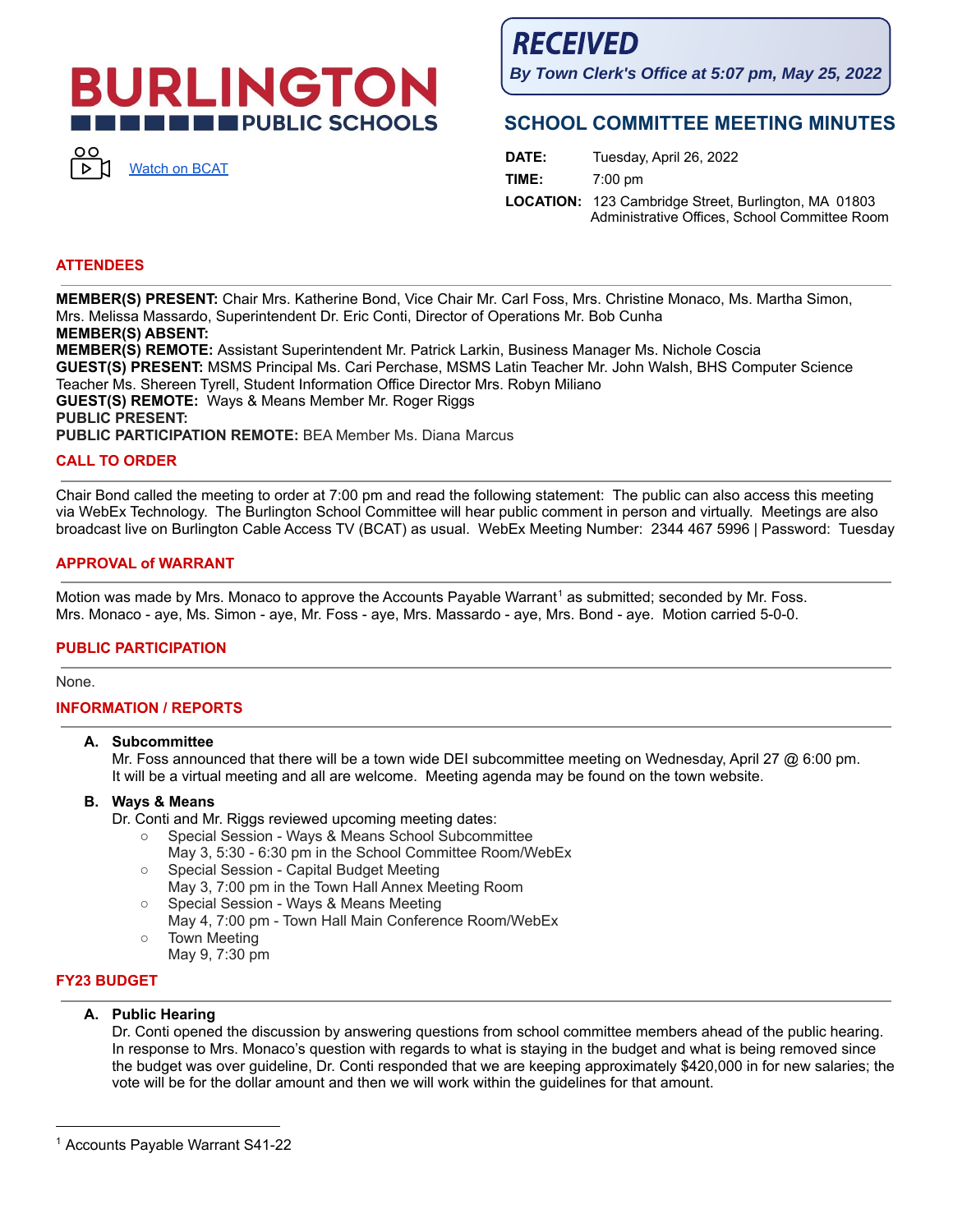# BURLINGTON PUBLIC SCHOOLS

[Watch on BCAT]

**RECEIVED**
*By Town Clerk's Office at 5:07 pm, May 25, 2022*

## SCHOOL COMMITTEE MEETING MINUTES

**DATE:** Tuesday, April 26, 2022
**TIME:** 7:00 pm
**LOCATION:** 123 Cambridge Street, Burlington, MA 01803
Administrative Offices, School Committee Room

## ATTENDEES

**MEMBER(S) PRESENT:** Chair Mrs. Katherine Bond, Vice Chair Mr. Carl Foss, Mrs. Christine Monaco, Ms. Martha Simon, Mrs. Melissa Massardo, Superintendent Dr. Eric Conti, Director of Operations Mr. Bob Cunha
**MEMBER(S) ABSENT:**
**MEMBER(S) REMOTE:** Assistant Superintendent Mr. Patrick Larkin, Business Manager Ms. Nichole Coscia
**GUEST(S) PRESENT:** MSMS Principal Ms. Cari Perchase, MSMS Latin Teacher Mr. John Walsh, BHS Computer Science Teacher Ms. Shereen Tyrell, Student Information Office Director Mrs. Robyn Miliano
**GUEST(S) REMOTE:** Ways & Means Member Mr. Roger Riggs
**PUBLIC PRESENT:**
**PUBLIC PARTICIPATION REMOTE:** BEA Member Ms. Diana Marcus

## CALL TO ORDER

Chair Bond called the meeting to order at 7:00 pm and read the following statement: The public can also access this meeting via WebEx Technology. The Burlington School Committee will hear public comment in person and virtually. Meetings are also broadcast live on Burlington Cable Access TV (BCAT) as usual. WebEx Meeting Number: 2344 467 5996 | Password: Tuesday

## APPROVAL of WARRANT

Motion was made by Mrs. Monaco to approve the Accounts Payable Warrant[1] as submitted; seconded by Mr. Foss. Mrs. Monaco - aye, Ms. Simon - aye, Mr. Foss - aye, Mrs. Massardo - aye, Mrs. Bond - aye. Motion carried 5-0-0.

## PUBLIC PARTICIPATION

None.

## INFORMATION / REPORTS

**A. Subcommittee**
Mr. Foss announced that there will be a town wide DEI subcommittee meeting on Wednesday, April 27 @ 6:00 pm. It will be a virtual meeting and all are welcome. Meeting agenda may be found on the town website.

**B. Ways & Means**
Dr. Conti and Mr. Riggs reviewed upcoming meeting dates:

- Special Session - Ways & Means School Subcommittee
  May 3, 5:30 - 6:30 pm in the School Committee Room/WebEx
- Special Session - Capital Budget Meeting
  May 3, 7:00 pm in the Town Hall Annex Meeting Room
- Special Session - Ways & Means Meeting
  May 4, 7:00 pm - Town Hall Main Conference Room/WebEx
- Town Meeting
  May 9, 7:30 pm

## FY23 BUDGET

**A. Public Hearing**
Dr. Conti opened the discussion by answering questions from school committee members ahead of the public hearing. In response to Mrs. Monaco's question with regards to what is staying in the budget and what is being removed since the budget was over guideline, Dr. Conti responded that we are keeping approximately $420,000 in for new salaries; the vote will be for the dollar amount and then we will work within the guidelines for that amount.

[1] Accounts Payable Warrant S41-22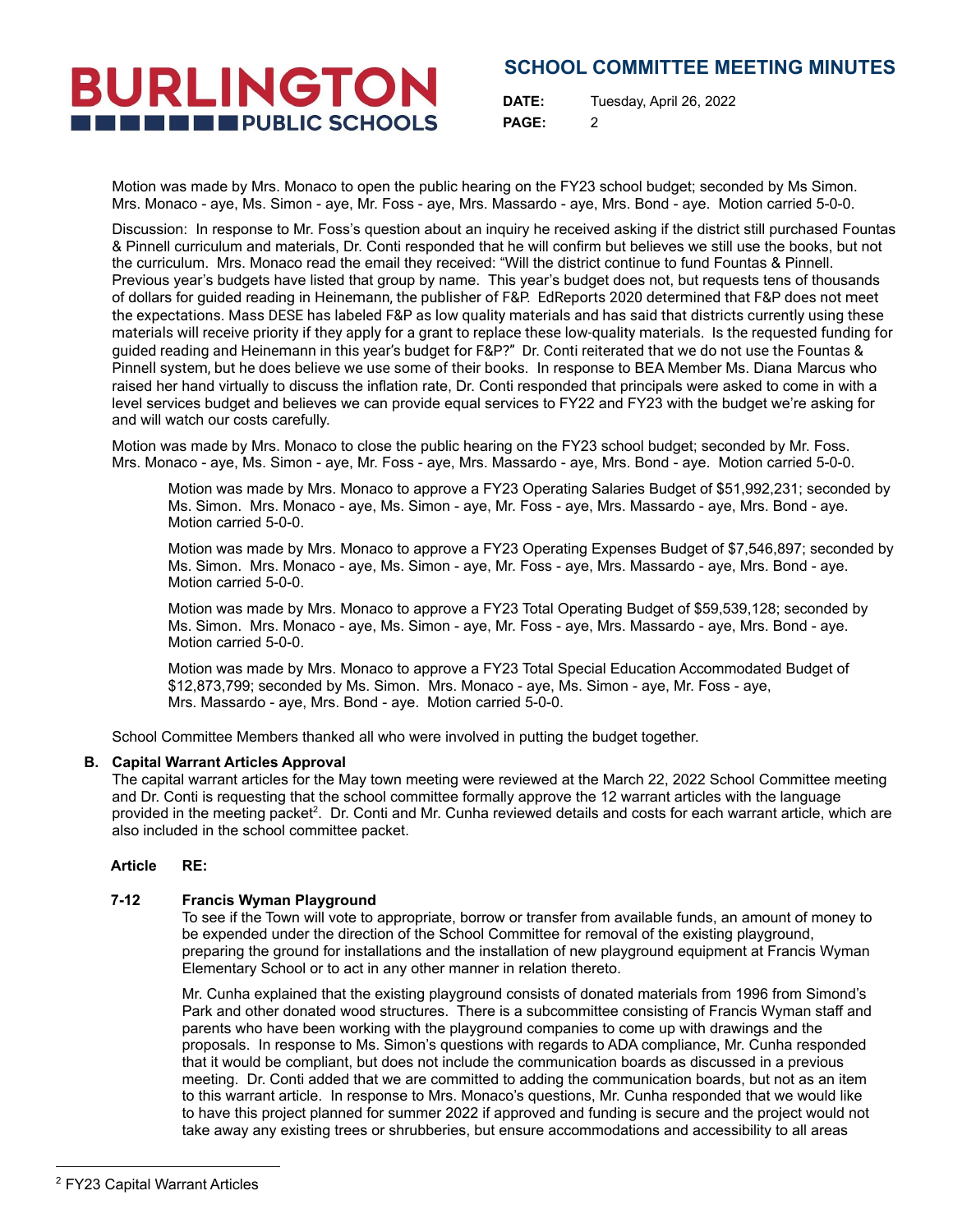Motion was made by Mrs. Monaco to open the public hearing on the FY23 school budget; seconded by Ms Simon. Mrs. Monaco - aye, Ms. Simon - aye, Mr. Foss - aye, Mrs. Massardo - aye, Mrs. Bond - aye. Motion carried 5-0-0.

Discussion: In response to Mr. Foss's question about an inquiry he received asking if the district still purchased Fountas & Pinnell curriculum and materials, Dr. Conti responded that he will confirm but believes we still use the books, but not the curriculum. Mrs. Monaco read the email they received: "Will the district continue to fund Fountas & Pinnell. Previous year's budgets have listed that group by name. This year's budget does not, but requests tens of thousands of dollars for guided reading in Heinemann, the publisher of F&P. EdReports 2020 determined that F&P does not meet the expectations. Mass DESE has labeled F&P as low quality materials and has said that districts currently using these materials will receive priority if they apply for a grant to replace these low-quality materials. Is the requested funding for guided reading and Heinemann in this year's budget for F&P?" Dr. Conti reiterated that we do not use the Fountas & Pinnell system, but he does believe we use some of their books. In response to BEA Member Ms. Diana Marcus who raised her hand virtually to discuss the inflation rate, Dr. Conti responded that principals were asked to come in with a level services budget and believes we can provide equal services to FY22 and FY23 with the budget we're asking for and will watch our costs carefully.

Motion was made by Mrs. Monaco to close the public hearing on the FY23 school budget; seconded by Mr. Foss. Mrs. Monaco - aye, Ms. Simon - aye, Mr. Foss - aye, Mrs. Massardo - aye, Mrs. Bond - aye. Motion carried 5-0-0.

> Motion was made by Mrs. Monaco to approve a FY23 Operating Salaries Budget of $51,992,231; seconded by Ms. Simon. Mrs. Monaco - aye, Ms. Simon - aye, Mr. Foss - aye, Mrs. Massardo - aye, Mrs. Bond - aye. Motion carried 5-0-0.
>
> Motion was made by Mrs. Monaco to approve a FY23 Operating Expenses Budget of $7,546,897; seconded by Ms. Simon. Mrs. Monaco - aye, Ms. Simon - aye, Mr. Foss - aye, Mrs. Massardo - aye, Mrs. Bond - aye. Motion carried 5-0-0.
>
> Motion was made by Mrs. Monaco to approve a FY23 Total Operating Budget of $59,539,128; seconded by Ms. Simon. Mrs. Monaco - aye, Ms. Simon - aye, Mr. Foss - aye, Mrs. Massardo - aye, Mrs. Bond - aye. Motion carried 5-0-0.
>
> Motion was made by Mrs. Monaco to approve a FY23 Total Special Education Accommodated Budget of $12,873,799; seconded by Ms. Simon. Mrs. Monaco - aye, Ms. Simon - aye, Mr. Foss - aye, Mrs. Massardo - aye, Mrs. Bond - aye. Motion carried 5-0-0.

School Committee Members thanked all who were involved in putting the budget together.

**B. Capital Warrant Articles Approval**

The capital warrant articles for the May town meeting were reviewed at the March 22, 2022 School Committee meeting and Dr. Conti is requesting that the school committee formally approve the 12 warrant articles with the language provided in the meeting packet[2]. Dr. Conti and Mr. Cunha reviewed details and costs for each warrant article, which are also included in the school committee packet.

**Article RE:**

**7-12 Francis Wyman Playground**

To see if the Town will vote to appropriate, borrow or transfer from available funds, an amount of money to be expended under the direction of the School Committee for removal of the existing playground, preparing the ground for installations and the installation of new playground equipment at Francis Wyman Elementary School or to act in any other manner in relation thereto.

Mr. Cunha explained that the existing playground consists of donated materials from 1996 from Simond's Park and other donated wood structures. There is a subcommittee consisting of Francis Wyman staff and parents who have been working with the playground companies to come up with drawings and the proposals. In response to Ms. Simon's questions with regards to ADA compliance, Mr. Cunha responded that it would be compliant, but does not include the communication boards as discussed in a previous meeting. Dr. Conti added that we are committed to adding the communication boards, but not as an item to this warrant article. In response to Mrs. Monaco's questions, Mr. Cunha responded that we would like to have this project planned for summer 2022 if approved and funding is secure and the project would not take away any existing trees or shrubberies, but ensure accommodations and accessibility to all areas

[2] FY23 Capital Warrant Articles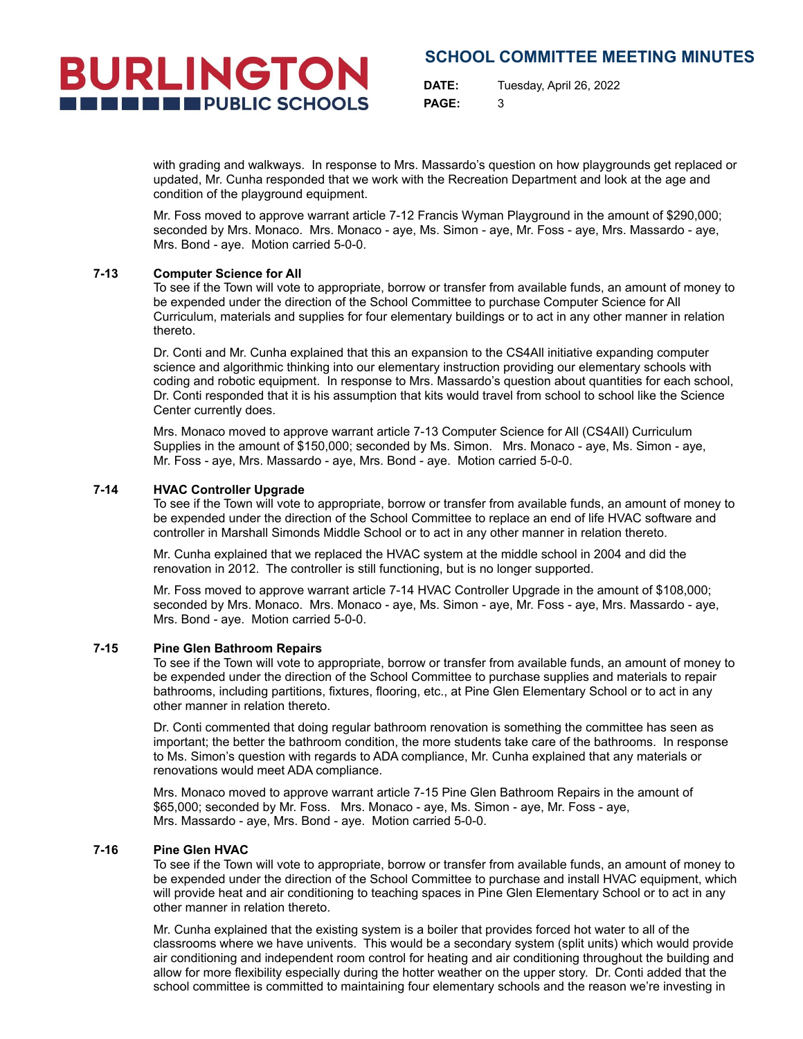with grading and walkways. In response to Mrs. Massardo's question on how playgrounds get replaced or updated, Mr. Cunha responded that we work with the Recreation Department and look at the age and condition of the playground equipment.

Mr. Foss moved to approve warrant article 7-12 Francis Wyman Playground in the amount of $290,000; seconded by Mrs. Monaco. Mrs. Monaco - aye, Ms. Simon - aye, Mr. Foss - aye, Mrs. Massardo - aye, Mrs. Bond - aye. Motion carried 5-0-0.

**7-13 Computer Science for All**

To see if the Town will vote to appropriate, borrow or transfer from available funds, an amount of money to be expended under the direction of the School Committee to purchase Computer Science for All Curriculum, materials and supplies for four elementary buildings or to act in any other manner in relation thereto.

Dr. Conti and Mr. Cunha explained that this an expansion to the CS4All initiative expanding computer science and algorithmic thinking into our elementary instruction providing our elementary schools with coding and robotic equipment. In response to Mrs. Massardo's question about quantities for each school, Dr. Conti responded that it is his assumption that kits would travel from school to school like the Science Center currently does.

Mrs. Monaco moved to approve warrant article 7-13 Computer Science for All (CS4All) Curriculum Supplies in the amount of $150,000; seconded by Ms. Simon. Mrs. Monaco - aye, Ms. Simon - aye, Mr. Foss - aye, Mrs. Massardo - aye, Mrs. Bond - aye. Motion carried 5-0-0.

**7-14 HVAC Controller Upgrade**

To see if the Town will vote to appropriate, borrow or transfer from available funds, an amount of money to be expended under the direction of the School Committee to replace an end of life HVAC software and controller in Marshall Simonds Middle School or to act in any other manner in relation thereto.

Mr. Cunha explained that we replaced the HVAC system at the middle school in 2004 and did the renovation in 2012. The controller is still functioning, but is no longer supported.

Mr. Foss moved to approve warrant article 7-14 HVAC Controller Upgrade in the amount of $108,000; seconded by Mrs. Monaco. Mrs. Monaco - aye, Ms. Simon - aye, Mr. Foss - aye, Mrs. Massardo - aye, Mrs. Bond - aye. Motion carried 5-0-0.

**7-15 Pine Glen Bathroom Repairs**

To see if the Town will vote to appropriate, borrow or transfer from available funds, an amount of money to be expended under the direction of the School Committee to purchase supplies and materials to repair bathrooms, including partitions, fixtures, flooring, etc., at Pine Glen Elementary School or to act in any other manner in relation thereto.

Dr. Conti commented that doing regular bathroom renovation is something the committee has seen as important; the better the bathroom condition, the more students take care of the bathrooms. In response to Ms. Simon's question with regards to ADA compliance, Mr. Cunha explained that any materials or renovations would meet ADA compliance.

Mrs. Monaco moved to approve warrant article 7-15 Pine Glen Bathroom Repairs in the amount of $65,000; seconded by Mr. Foss. Mrs. Monaco - aye, Ms. Simon - aye, Mr. Foss - aye, Mrs. Massardo - aye, Mrs. Bond - aye. Motion carried 5-0-0.

**7-16 Pine Glen HVAC**

To see if the Town will vote to appropriate, borrow or transfer from available funds, an amount of money to be expended under the direction of the School Committee to purchase and install HVAC equipment, which will provide heat and air conditioning to teaching spaces in Pine Glen Elementary School or to act in any other manner in relation thereto.

Mr. Cunha explained that the existing system is a boiler that provides forced hot water to all of the classrooms where we have univents. This would be a secondary system (split units) which would provide air conditioning and independent room control for heating and air conditioning throughout the building and allow for more flexibility especially during the hotter weather on the upper story. Dr. Conti added that the school committee is committed to maintaining four elementary schools and the reason we're investing in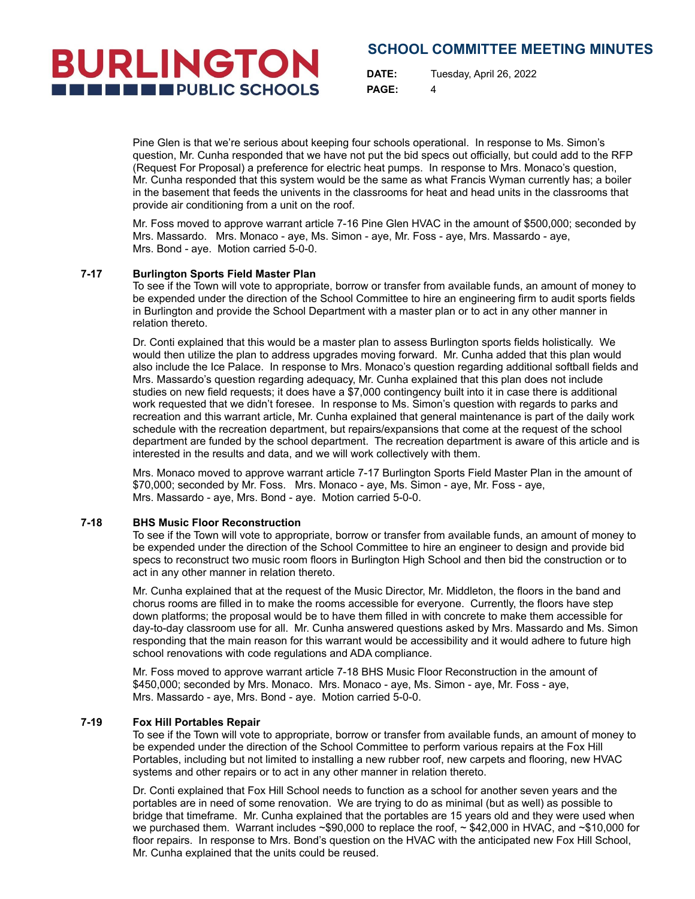Pine Glen is that we're serious about keeping four schools operational. In response to Ms. Simon's question, Mr. Cunha responded that we have not put the bid specs out officially, but could add to the RFP (Request For Proposal) a preference for electric heat pumps. In response to Mrs. Monaco's question, Mr. Cunha responded that this system would be the same as what Francis Wyman currently has; a boiler in the basement that feeds the univents in the classrooms for heat and head units in the classrooms that provide air conditioning from a unit on the roof.

Mr. Foss moved to approve warrant article 7-16 Pine Glen HVAC in the amount of $500,000; seconded by Mrs. Massardo. Mrs. Monaco - aye, Ms. Simon - aye, Mr. Foss - aye, Mrs. Massardo - aye, Mrs. Bond - aye. Motion carried 5-0-0.

**7-17 Burlington Sports Field Master Plan**

To see if the Town will vote to appropriate, borrow or transfer from available funds, an amount of money to be expended under the direction of the School Committee to hire an engineering firm to audit sports fields in Burlington and provide the School Department with a master plan or to act in any other manner in relation thereto.

Dr. Conti explained that this would be a master plan to assess Burlington sports fields holistically. We would then utilize the plan to address upgrades moving forward. Mr. Cunha added that this plan would also include the Ice Palace. In response to Mrs. Monaco's question regarding additional softball fields and Mrs. Massardo's question regarding adequacy, Mr. Cunha explained that this plan does not include studies on new field requests; it does have a $7,000 contingency built into it in case there is additional work requested that we didn't foresee. In response to Ms. Simon's question with regards to parks and recreation and this warrant article, Mr. Cunha explained that general maintenance is part of the daily work schedule with the recreation department, but repairs/expansions that come at the request of the school department are funded by the school department. The recreation department is aware of this article and is interested in the results and data, and we will work collectively with them.

Mrs. Monaco moved to approve warrant article 7-17 Burlington Sports Field Master Plan in the amount of $70,000; seconded by Mr. Foss. Mrs. Monaco - aye, Ms. Simon - aye, Mr. Foss - aye, Mrs. Massardo - aye, Mrs. Bond - aye. Motion carried 5-0-0.

**7-18 BHS Music Floor Reconstruction**

To see if the Town will vote to appropriate, borrow or transfer from available funds, an amount of money to be expended under the direction of the School Committee to hire an engineer to design and provide bid specs to reconstruct two music room floors in Burlington High School and then bid the construction or to act in any other manner in relation thereto.

Mr. Cunha explained that at the request of the Music Director, Mr. Middleton, the floors in the band and chorus rooms are filled in to make the rooms accessible for everyone. Currently, the floors have step down platforms; the proposal would be to have them filled in with concrete to make them accessible for day-to-day classroom use for all. Mr. Cunha answered questions asked by Mrs. Massardo and Ms. Simon responding that the main reason for this warrant would be accessibility and it would adhere to future high school renovations with code regulations and ADA compliance.

Mr. Foss moved to approve warrant article 7-18 BHS Music Floor Reconstruction in the amount of $450,000; seconded by Mrs. Monaco. Mrs. Monaco - aye, Ms. Simon - aye, Mr. Foss - aye, Mrs. Massardo - aye, Mrs. Bond - aye. Motion carried 5-0-0.

**7-19 Fox Hill Portables Repair**

To see if the Town will vote to appropriate, borrow or transfer from available funds, an amount of money to be expended under the direction of the School Committee to perform various repairs at the Fox Hill Portables, including but not limited to installing a new rubber roof, new carpets and flooring, new HVAC systems and other repairs or to act in any other manner in relation thereto.

Dr. Conti explained that Fox Hill School needs to function as a school for another seven years and the portables are in need of some renovation. We are trying to do as minimal (but as well) as possible to bridge that timeframe. Mr. Cunha explained that the portables are 15 years old and they were used when we purchased them. Warrant includes ~$90,000 to replace the roof, ~ $42,000 in HVAC, and ~$10,000 for floor repairs. In response to Mrs. Bond's question on the HVAC with the anticipated new Fox Hill School, Mr. Cunha explained that the units could be reused.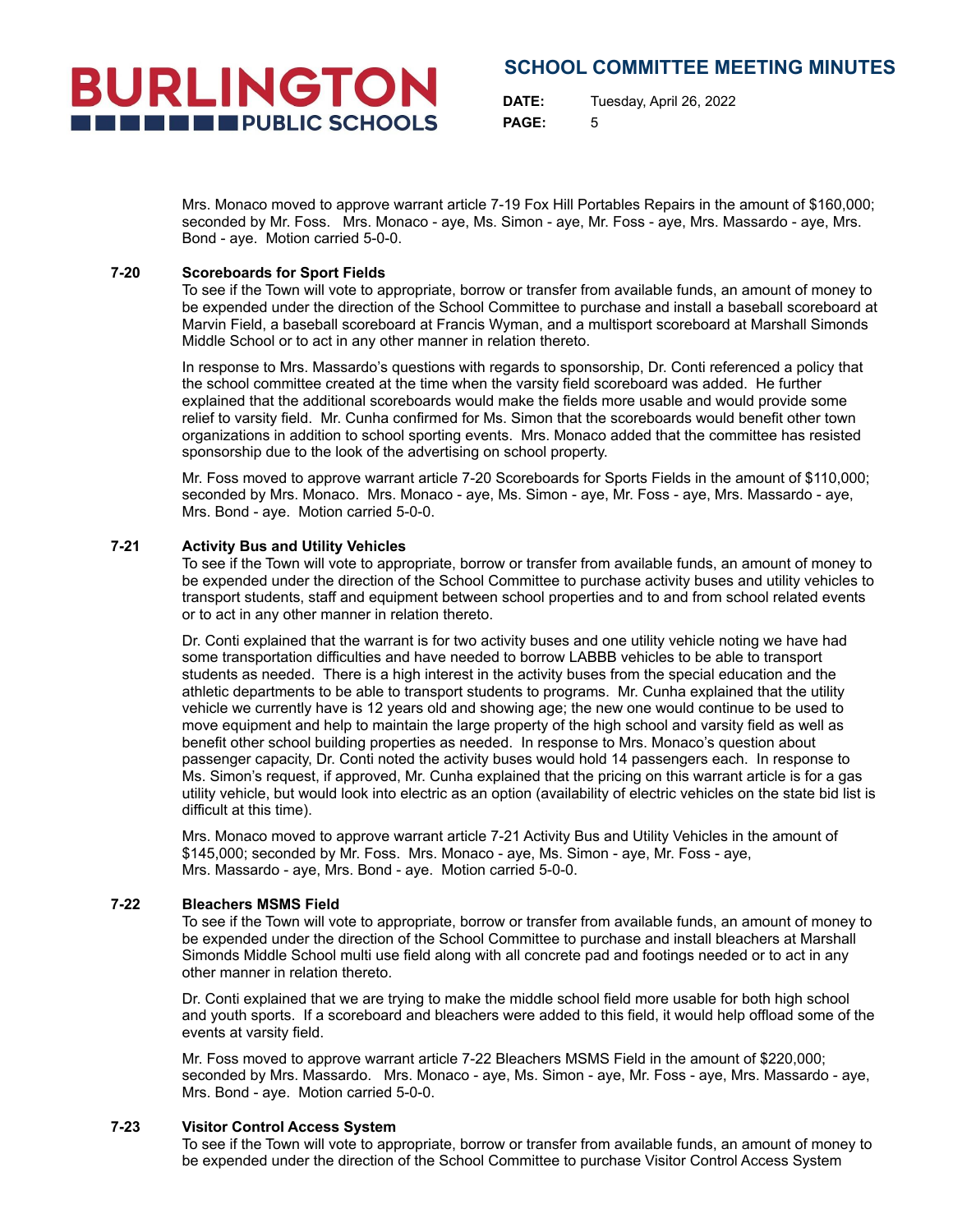Mrs. Monaco moved to approve warrant article 7-19 Fox Hill Portables Repairs in the amount of $160,000; seconded by Mr. Foss. Mrs. Monaco - aye, Ms. Simon - aye, Mr. Foss - aye, Mrs. Massardo - aye, Mrs. Bond - aye. Motion carried 5-0-0.

**7-20 Scoreboards for Sport Fields**

To see if the Town will vote to appropriate, borrow or transfer from available funds, an amount of money to be expended under the direction of the School Committee to purchase and install a baseball scoreboard at Marvin Field, a baseball scoreboard at Francis Wyman, and a multisport scoreboard at Marshall Simonds Middle School or to act in any other manner in relation thereto.

In response to Mrs. Massardo's questions with regards to sponsorship, Dr. Conti referenced a policy that the school committee created at the time when the varsity field scoreboard was added. He further explained that the additional scoreboards would make the fields more usable and would provide some relief to varsity field. Mr. Cunha confirmed for Ms. Simon that the scoreboards would benefit other town organizations in addition to school sporting events. Mrs. Monaco added that the committee has resisted sponsorship due to the look of the advertising on school property.

Mr. Foss moved to approve warrant article 7-20 Scoreboards for Sports Fields in the amount of $110,000; seconded by Mrs. Monaco. Mrs. Monaco - aye, Ms. Simon - aye, Mr. Foss - aye, Mrs. Massardo - aye, Mrs. Bond - aye. Motion carried 5-0-0.

**7-21 Activity Bus and Utility Vehicles**

To see if the Town will vote to appropriate, borrow or transfer from available funds, an amount of money to be expended under the direction of the School Committee to purchase activity buses and utility vehicles to transport students, staff and equipment between school properties and to and from school related events or to act in any other manner in relation thereto.

Dr. Conti explained that the warrant is for two activity buses and one utility vehicle noting we have had some transportation difficulties and have needed to borrow LABBB vehicles to be able to transport students as needed. There is a high interest in the activity buses from the special education and the athletic departments to be able to transport students to programs. Mr. Cunha explained that the utility vehicle we currently have is 12 years old and showing age; the new one would continue to be used to move equipment and help to maintain the large property of the high school and varsity field as well as benefit other school building properties as needed. In response to Mrs. Monaco's question about passenger capacity, Dr. Conti noted the activity buses would hold 14 passengers each. In response to Ms. Simon's request, if approved, Mr. Cunha explained that the pricing on this warrant article is for a gas utility vehicle, but would look into electric as an option (availability of electric vehicles on the state bid list is difficult at this time).

Mrs. Monaco moved to approve warrant article 7-21 Activity Bus and Utility Vehicles in the amount of $145,000; seconded by Mr. Foss. Mrs. Monaco - aye, Ms. Simon - aye, Mr. Foss - aye, Mrs. Massardo - aye, Mrs. Bond - aye. Motion carried 5-0-0.

**7-22 Bleachers MSMS Field**

To see if the Town will vote to appropriate, borrow or transfer from available funds, an amount of money to be expended under the direction of the School Committee to purchase and install bleachers at Marshall Simonds Middle School multi use field along with all concrete pad and footings needed or to act in any other manner in relation thereto.

Dr. Conti explained that we are trying to make the middle school field more usable for both high school and youth sports. If a scoreboard and bleachers were added to this field, it would help offload some of the events at varsity field.

Mr. Foss moved to approve warrant article 7-22 Bleachers MSMS Field in the amount of $220,000; seconded by Mrs. Massardo. Mrs. Monaco - aye, Ms. Simon - aye, Mr. Foss - aye, Mrs. Massardo - aye, Mrs. Bond - aye. Motion carried 5-0-0.

**7-23 Visitor Control Access System**

To see if the Town will vote to appropriate, borrow or transfer from available funds, an amount of money to be expended under the direction of the School Committee to purchase Visitor Control Access System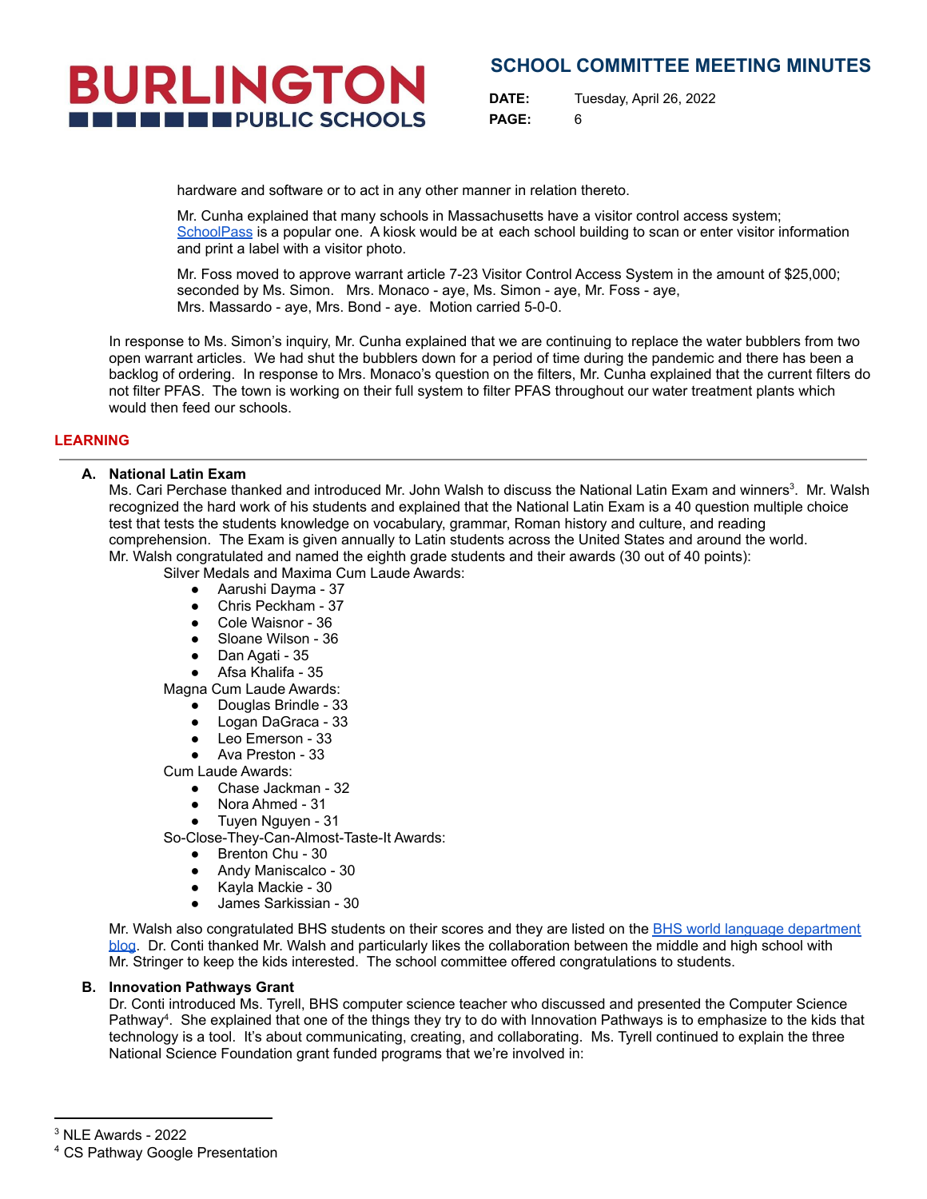hardware and software or to act in any other manner in relation thereto.

Mr. Cunha explained that many schools in Massachusetts have a visitor control access system; SchoolPass is a popular one. A kiosk would be at each school building to scan or enter visitor information and print a label with a visitor photo.

Mr. Foss moved to approve warrant article 7-23 Visitor Control Access System in the amount of $25,000; seconded by Ms. Simon. Mrs. Monaco - aye, Ms. Simon - aye, Mr. Foss - aye, Mrs. Massardo - aye, Mrs. Bond - aye. Motion carried 5-0-0.

In response to Ms. Simon's inquiry, Mr. Cunha explained that we are continuing to replace the water bubblers from two open warrant articles. We had shut the bubblers down for a period of time during the pandemic and there has been a backlog of ordering. In response to Mrs. Monaco's question on the filters, Mr. Cunha explained that the current filters do not filter PFAS. The town is working on their full system to filter PFAS throughout our water treatment plants which would then feed our schools.

## LEARNING

**A. National Latin Exam**

Ms. Cari Perchase thanked and introduced Mr. John Walsh to discuss the National Latin Exam and winners[3]. Mr. Walsh recognized the hard work of his students and explained that the National Latin Exam is a 40 question multiple choice test that tests the students knowledge on vocabulary, grammar, Roman history and culture, and reading comprehension. The Exam is given annually to Latin students across the United States and around the world. Mr. Walsh congratulated and named the eighth grade students and their awards (30 out of 40 points):

Silver Medals and Maxima Cum Laude Awards:
- Aarushi Dayma - 37
- Chris Peckham - 37
- Cole Waisnor - 36
- Sloane Wilson - 36
- Dan Agati - 35
- Afsa Khalifa - 35

Magna Cum Laude Awards:
- Douglas Brindle - 33
- Logan DaGraca - 33
- Leo Emerson - 33
- Ava Preston - 33

Cum Laude Awards:
- Chase Jackman - 32
- Nora Ahmed - 31
- Tuyen Nguyen - 31

So-Close-They-Can-Almost-Taste-It Awards:
- Brenton Chu - 30
- Andy Maniscalco - 30
- Kayla Mackie - 30
- James Sarkissian - 30

Mr. Walsh also congratulated BHS students on their scores and they are listed on the BHS world language department blog. Dr. Conti thanked Mr. Walsh and particularly likes the collaboration between the middle and high school with Mr. Stringer to keep the kids interested. The school committee offered congratulations to students.

**B. Innovation Pathways Grant**

Dr. Conti introduced Ms. Tyrell, BHS computer science teacher who discussed and presented the Computer Science Pathway[4]. She explained that one of the things they try to do with Innovation Pathways is to emphasize to the kids that technology is a tool. It's about communicating, creating, and collaborating. Ms. Tyrell continued to explain the three National Science Foundation grant funded programs that we're involved in:

---

[3] NLE Awards - 2022

[4] CS Pathway Google Presentation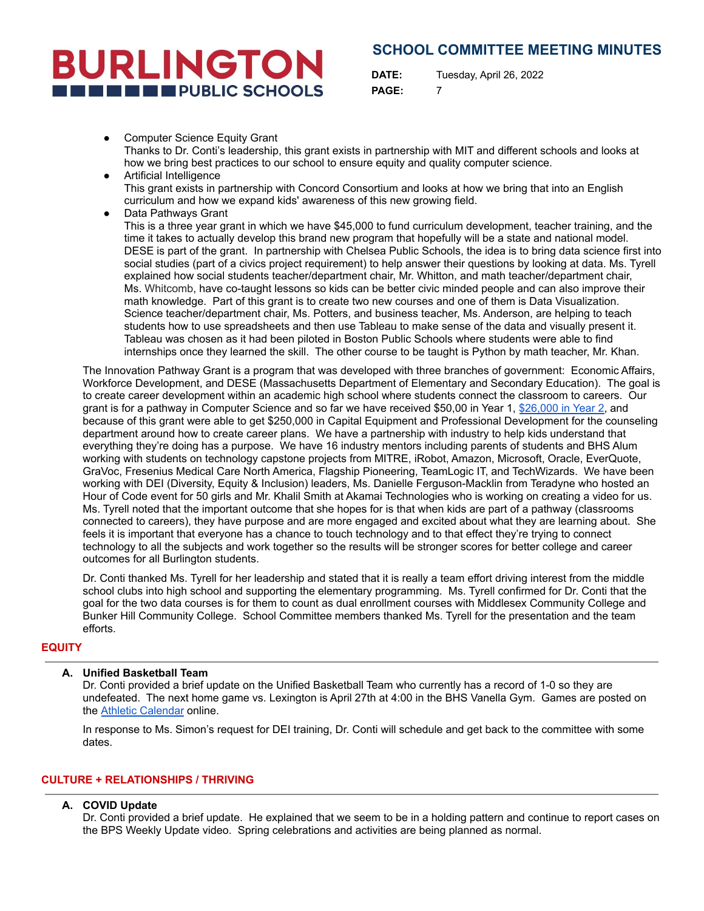- Computer Science Equity Grant
  Thanks to Dr. Conti's leadership, this grant exists in partnership with MIT and different schools and looks at how we bring best practices to our school to ensure equity and quality computer science.
- Artificial Intelligence
  This grant exists in partnership with Concord Consortium and looks at how we bring that into an English curriculum and how we expand kids' awareness of this new growing field.
- Data Pathways Grant
  This is a three year grant in which we have $45,000 to fund curriculum development, teacher training, and the time it takes to actually develop this brand new program that hopefully will be a state and national model. DESE is part of the grant. In partnership with Chelsea Public Schools, the idea is to bring data science first into social studies (part of a civics project requirement) to help answer their questions by looking at data. Ms. Tyrell explained how social students teacher/department chair, Mr. Whitton, and math teacher/department chair, Ms. Whitcomb, have co-taught lessons so kids can be better civic minded people and can also improve their math knowledge. Part of this grant is to create two new courses and one of them is Data Visualization. Science teacher/department chair, Ms. Potters, and business teacher, Ms. Anderson, are helping to teach students how to use spreadsheets and then use Tableau to make sense of the data and visually present it. Tableau was chosen as it had been piloted in Boston Public Schools where students were able to find internships once they learned the skill. The other course to be taught is Python by math teacher, Mr. Khan.

The Innovation Pathway Grant is a program that was developed with three branches of government: Economic Affairs, Workforce Development, and DESE (Massachusetts Department of Elementary and Secondary Education). The goal is to create career development within an academic high school where students connect the classroom to careers. Our grant is for a pathway in Computer Science and so far we have received $50,00 in Year 1, [$26,000 in Year 2](), and because of this grant were able to get $250,000 in Capital Equipment and Professional Development for the counseling department around how to create career plans. We have a partnership with industry to help kids understand that everything they're doing has a purpose. We have 16 industry mentors including parents of students and BHS Alum working with students on technology capstone projects from MITRE, iRobot, Amazon, Microsoft, Oracle, EverQuote, GraVoc, Fresenius Medical Care North America, Flagship Pioneering, TeamLogic IT, and TechWizards. We have been working with DEI (Diversity, Equity & Inclusion) leaders, Ms. Danielle Ferguson-Macklin from Teradyne who hosted an Hour of Code event for 50 girls and Mr. Khalil Smith at Akamai Technologies who is working on creating a video for us. Ms. Tyrell noted that the important outcome that she hopes for is that when kids are part of a pathway (classrooms connected to careers), they have purpose and are more engaged and excited about what they are learning about. She feels it is important that everyone has a chance to touch technology and to that effect they're trying to connect technology to all the subjects and work together so the results will be stronger scores for better college and career outcomes for all Burlington students.

Dr. Conti thanked Ms. Tyrell for her leadership and stated that it is really a team effort driving interest from the middle school clubs into high school and supporting the elementary programming. Ms. Tyrell confirmed for Dr. Conti that the goal for the two data courses is for them to count as dual enrollment courses with Middlesex Community College and Bunker Hill Community College. School Committee members thanked Ms. Tyrell for the presentation and the team efforts.

## EQUITY

**A. Unified Basketball Team**

Dr. Conti provided a brief update on the Unified Basketball Team who currently has a record of 1-0 so they are undefeated. The next home game vs. Lexington is April 27th at 4:00 in the BHS Vanella Gym. Games are posted on the [Athletic Calendar]() online.

In response to Ms. Simon's request for DEI training, Dr. Conti will schedule and get back to the committee with some dates.

## CULTURE + RELATIONSHIPS / THRIVING

**A. COVID Update**

Dr. Conti provided a brief update. He explained that we seem to be in a holding pattern and continue to report cases on the BPS Weekly Update video. Spring celebrations and activities are being planned as normal.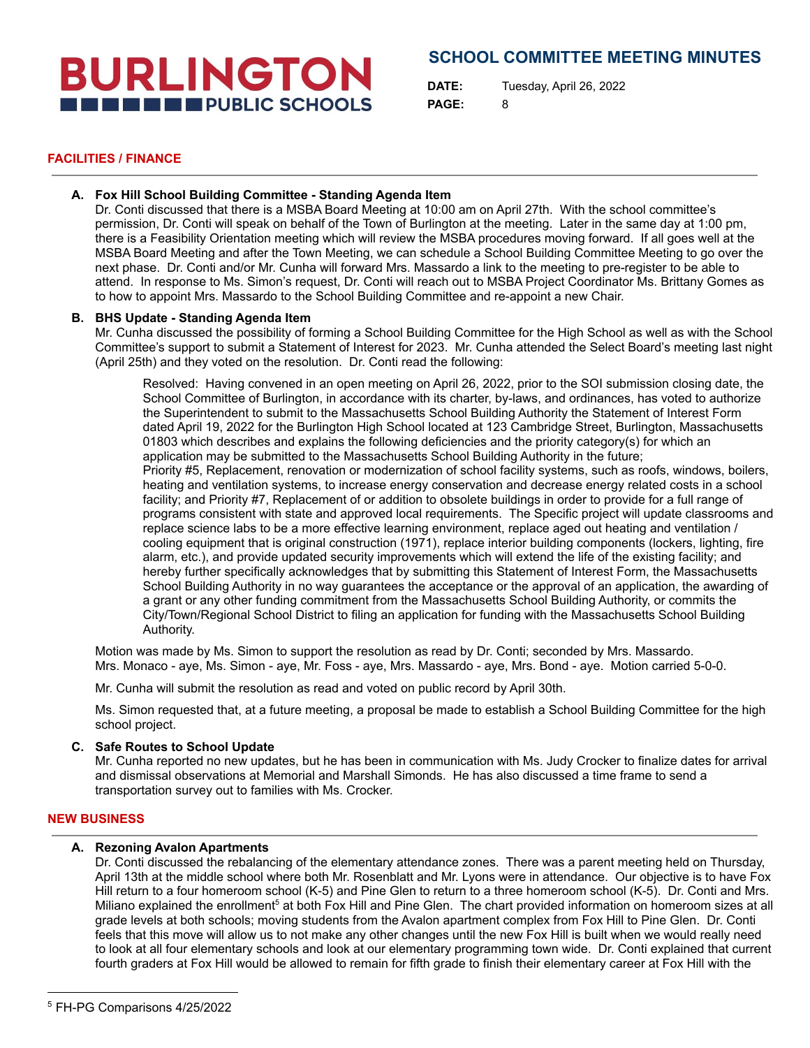## FACILITIES / FINANCE

**A. Fox Hill School Building Committee - Standing Agenda Item**
Dr. Conti discussed that there is a MSBA Board Meeting at 10:00 am on April 27th. With the school committee's permission, Dr. Conti will speak on behalf of the Town of Burlington at the meeting. Later in the same day at 1:00 pm, there is a Feasibility Orientation meeting which will review the MSBA procedures moving forward. If all goes well at the MSBA Board Meeting and after the Town Meeting, we can schedule a School Building Committee Meeting to go over the next phase. Dr. Conti and/or Mr. Cunha will forward Mrs. Massardo a link to the meeting to pre-register to be able to attend. In response to Ms. Simon's request, Dr. Conti will reach out to MSBA Project Coordinator Ms. Brittany Gomes as to how to appoint Mrs. Massardo to the School Building Committee and re-appoint a new Chair.

**B. BHS Update - Standing Agenda Item**
Mr. Cunha discussed the possibility of forming a School Building Committee for the High School as well as with the School Committee's support to submit a Statement of Interest for 2023. Mr. Cunha attended the Select Board's meeting last night (April 25th) and they voted on the resolution. Dr. Conti read the following:

> Resolved: Having convened in an open meeting on April 26, 2022, prior to the SOI submission closing date, the School Committee of Burlington, in accordance with its charter, by-laws, and ordinances, has voted to authorize the Superintendent to submit to the Massachusetts School Building Authority the Statement of Interest Form dated April 19, 2022 for the Burlington High School located at 123 Cambridge Street, Burlington, Massachusetts 01803 which describes and explains the following deficiencies and the priority category(s) for which an application may be submitted to the Massachusetts School Building Authority in the future;
> Priority #5, Replacement, renovation or modernization of school facility systems, such as roofs, windows, boilers, heating and ventilation systems, to increase energy conservation and decrease energy related costs in a school facility; and Priority #7, Replacement of or addition to obsolete buildings in order to provide for a full range of programs consistent with state and approved local requirements. The Specific project will update classrooms and replace science labs to be a more effective learning environment, replace aged out heating and ventilation / cooling equipment that is original construction (1971), replace interior building components (lockers, lighting, fire alarm, etc.), and provide updated security improvements which will extend the life of the existing facility; and hereby further specifically acknowledges that by submitting this Statement of Interest Form, the Massachusetts School Building Authority in no way guarantees the acceptance or the approval of an application, the awarding of a grant or any other funding commitment from the Massachusetts School Building Authority, or commits the City/Town/Regional School District to filing an application for funding with the Massachusetts School Building Authority.

Motion was made by Ms. Simon to support the resolution as read by Dr. Conti; seconded by Mrs. Massardo.
Mrs. Monaco - aye, Ms. Simon - aye, Mr. Foss - aye, Mrs. Massardo - aye, Mrs. Bond - aye. Motion carried 5-0-0.

Mr. Cunha will submit the resolution as read and voted on public record by April 30th.

Ms. Simon requested that, at a future meeting, a proposal be made to establish a School Building Committee for the high school project.

**C. Safe Routes to School Update**
Mr. Cunha reported no new updates, but he has been in communication with Ms. Judy Crocker to finalize dates for arrival and dismissal observations at Memorial and Marshall Simonds. He has also discussed a time frame to send a transportation survey out to families with Ms. Crocker.

## NEW BUSINESS

**A. Rezoning Avalon Apartments**
Dr. Conti discussed the rebalancing of the elementary attendance zones. There was a parent meeting held on Thursday, April 13th at the middle school where both Mr. Rosenblatt and Mr. Lyons were in attendance. Our objective is to have Fox Hill return to a four homeroom school (K-5) and Pine Glen to return to a three homeroom school (K-5). Dr. Conti and Mrs. Miliano explained the enrollment[5] at both Fox Hill and Pine Glen. The chart provided information on homeroom sizes at all grade levels at both schools; moving students from the Avalon apartment complex from Fox Hill to Pine Glen. Dr. Conti feels that this move will allow us to not make any other changes until the new Fox Hill is built when we would really need to look at all four elementary schools and look at our elementary programming town wide. Dr. Conti explained that current fourth graders at Fox Hill would be allowed to remain for fifth grade to finish their elementary career at Fox Hill with the

---

[5] FH-PG Comparisons 4/25/2022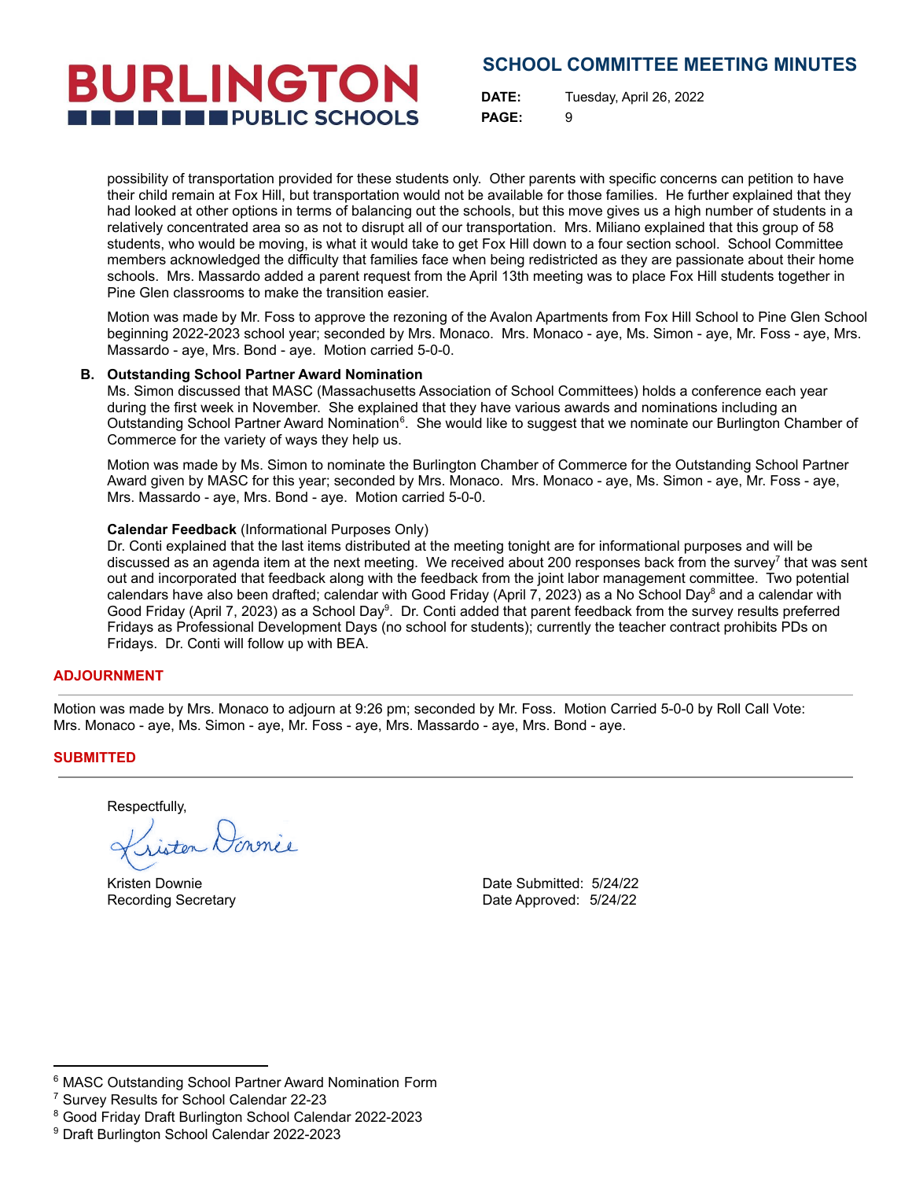possibility of transportation provided for these students only. Other parents with specific concerns can petition to have their child remain at Fox Hill, but transportation would not be available for those families. He further explained that they had looked at other options in terms of balancing out the schools, but this move gives us a high number of students in a relatively concentrated area so as not to disrupt all of our transportation. Mrs. Miliano explained that this group of 58 students, who would be moving, is what it would take to get Fox Hill down to a four section school. School Committee members acknowledged the difficulty that families face when being redistricted as they are passionate about their home schools. Mrs. Massardo added a parent request from the April 13th meeting was to place Fox Hill students together in Pine Glen classrooms to make the transition easier.

Motion was made by Mr. Foss to approve the rezoning of the Avalon Apartments from Fox Hill School to Pine Glen School beginning 2022-2023 school year; seconded by Mrs. Monaco. Mrs. Monaco - aye, Ms. Simon - aye, Mr. Foss - aye, Mrs. Massardo - aye, Mrs. Bond - aye. Motion carried 5-0-0.

**B. Outstanding School Partner Award Nomination**

Ms. Simon discussed that MASC (Massachusetts Association of School Committees) holds a conference each year during the first week in November. She explained that they have various awards and nominations including an Outstanding School Partner Award Nomination[6]. She would like to suggest that we nominate our Burlington Chamber of Commerce for the variety of ways they help us.

Motion was made by Ms. Simon to nominate the Burlington Chamber of Commerce for the Outstanding School Partner Award given by MASC for this year; seconded by Mrs. Monaco. Mrs. Monaco - aye, Ms. Simon - aye, Mr. Foss - aye, Mrs. Massardo - aye, Mrs. Bond - aye. Motion carried 5-0-0.

**Calendar Feedback** (Informational Purposes Only)

Dr. Conti explained that the last items distributed at the meeting tonight are for informational purposes and will be discussed as an agenda item at the next meeting. We received about 200 responses back from the survey[7] that was sent out and incorporated that feedback along with the feedback from the joint labor management committee. Two potential calendars have also been drafted; calendar with Good Friday (April 7, 2023) as a No School Day[8] and a calendar with Good Friday (April 7, 2023) as a School Day[9]. Dr. Conti added that parent feedback from the survey results preferred Fridays as Professional Development Days (no school for students); currently the teacher contract prohibits PDs on Fridays. Dr. Conti will follow up with BEA.

## ADJOURNMENT

Motion was made by Mrs. Monaco to adjourn at 9:26 pm; seconded by Mr. Foss. Motion Carried 5-0-0 by Roll Call Vote: Mrs. Monaco - aye, Ms. Simon - aye, Mr. Foss - aye, Mrs. Massardo - aye, Mrs. Bond - aye.

## SUBMITTED

Respectfully,

Kristen Downie

Kristen Downie
Recording Secretary

Date Submitted: 5/24/22
Date Approved: 5/24/22

---

[6] MASC Outstanding School Partner Award Nomination Form
[7] Survey Results for School Calendar 22-23
[8] Good Friday Draft Burlington School Calendar 2022-2023
[9] Draft Burlington School Calendar 2022-2023